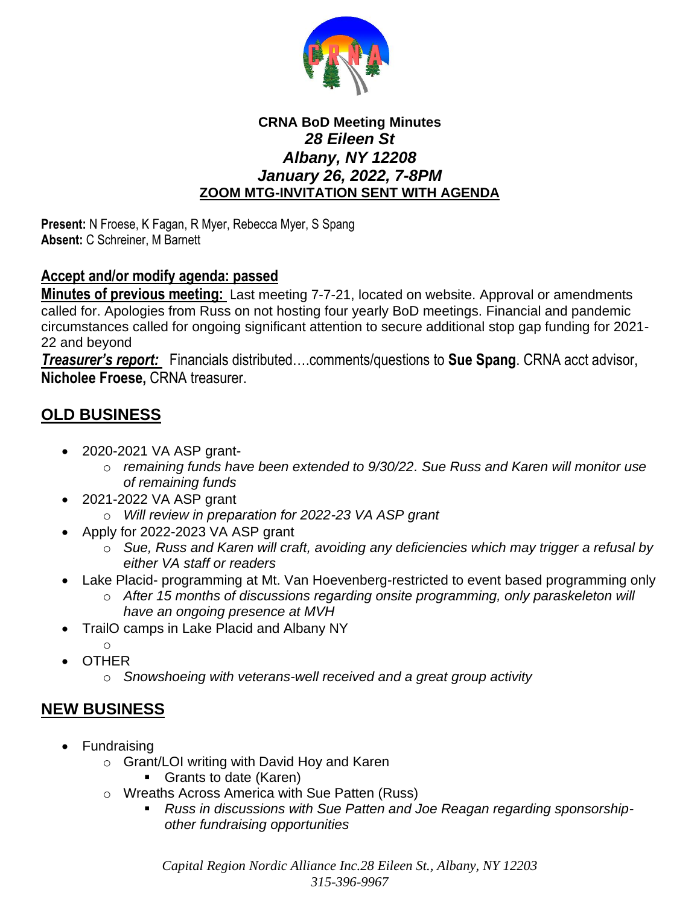**CRNA BoD Meeting Minutes**
***28 Eileen St***
***Albany, NY 12208***
***January 26, 2022, 7-8PM***
**ZOOM MTG-INVITATION SENT WITH AGENDA**

**Present:** N Froese, K Fagan, R Myer, Rebecca Myer, S Spang
**Absent:** C Schreiner, M Barnett

**Accept and/or modify agenda: passed**

**Minutes of previous meeting:** Last meeting 7-7-21, located on website. Approval or amendments called for. Apologies from Russ on not hosting four yearly BoD meetings. Financial and pandemic circumstances called for ongoing significant attention to secure additional stop gap funding for 2021-22 and beyond

***Treasurer's report:*** Financials distributed….comments/questions to **Sue Spang**. CRNA acct advisor, **Nicholee Froese,** CRNA treasurer.

## OLD BUSINESS

- 2020-2021 VA ASP grant-
  - *remaining funds have been extended to 9/30/22. Sue Russ and Karen will monitor use of remaining funds*
- 2021-2022 VA ASP grant
  - *Will review in preparation for 2022-23 VA ASP grant*
- Apply for 2022-2023 VA ASP grant
  - *Sue, Russ and Karen will craft, avoiding any deficiencies which may trigger a refusal by either VA staff or readers*
- Lake Placid- programming at Mt. Van Hoevenberg-restricted to event based programming only
  - *After 15 months of discussions regarding onsite programming, only paraskeleton will have an ongoing presence at MVH*
- TrailO camps in Lake Placid and Albany NY
  - 
- OTHER
  - *Snowshoeing with veterans-well received and a great group activity*

## NEW BUSINESS

- Fundraising
  - Grant/LOI writing with David Hoy and Karen
    - Grants to date (Karen)
  - Wreaths Across America with Sue Patten (Russ)
    - *Russ in discussions with Sue Patten and Joe Reagan regarding sponsorship-other fundraising opportunities*

*Capital Region Nordic Alliance Inc.28 Eileen St., Albany, NY 12203*
*315-396-9967*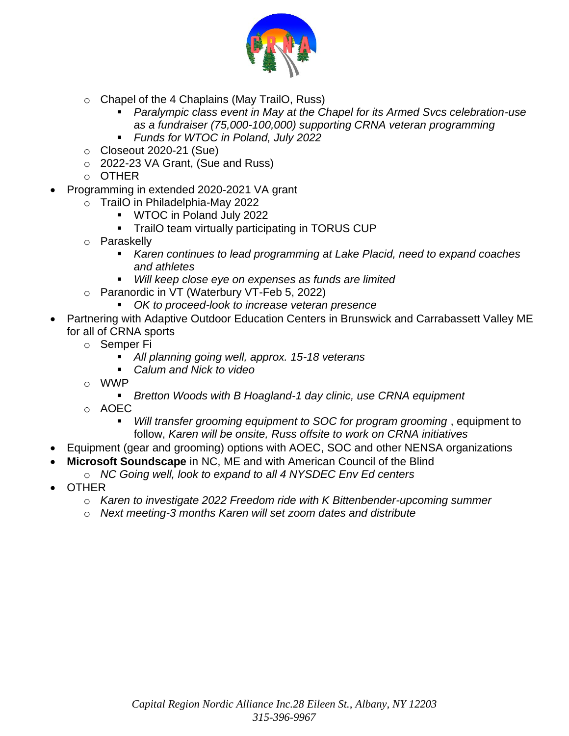- Chapel of the 4 Chaplains (May TrailO, Russ)
  - *Paralympic class event in May at the Chapel for its Armed Svcs celebration-use as a fundraiser (75,000-100,000) supporting CRNA veteran programming*
  - *Funds for WTOC in Poland, July 2022*
- Closeout 2020-21 (Sue)
- 2022-23 VA Grant, (Sue and Russ)
- OTHER

- Programming in extended 2020-2021 VA grant
  - TrailO in Philadelphia-May 2022
    - WTOC in Poland July 2022
    - TrailO team virtually participating in TORUS CUP
  - Paraskelly
    - *Karen continues to lead programming at Lake Placid, need to expand coaches and athletes*
    - *Will keep close eye on expenses as funds are limited*
  - Paranordic in VT (Waterbury VT-Feb 5, 2022)
    - *OK to proceed-look to increase veteran presence*
- Partnering with Adaptive Outdoor Education Centers in Brunswick and Carrabassett Valley ME for all of CRNA sports
  - Semper Fi
    - *All planning going well, approx. 15-18 veterans*
    - *Calum and Nick to video*
  - WWP
    - *Bretton Woods with B Hoagland-1 day clinic, use CRNA equipment*
  - AOEC
    - *Will transfer grooming equipment to SOC for program grooming* , equipment to follow, *Karen will be onsite, Russ offsite to work on CRNA initiatives*
- Equipment (gear and grooming) options with AOEC, SOC and other NENSA organizations
- **Microsoft Soundscape** in NC, ME and with American Council of the Blind
  - *NC Going well, look to expand to all 4 NYSDEC Env Ed centers*
- OTHER
  - *Karen to investigate 2022 Freedom ride with K Bittenbender-upcoming summer*
  - *Next meeting-3 months Karen will set zoom dates and distribute*